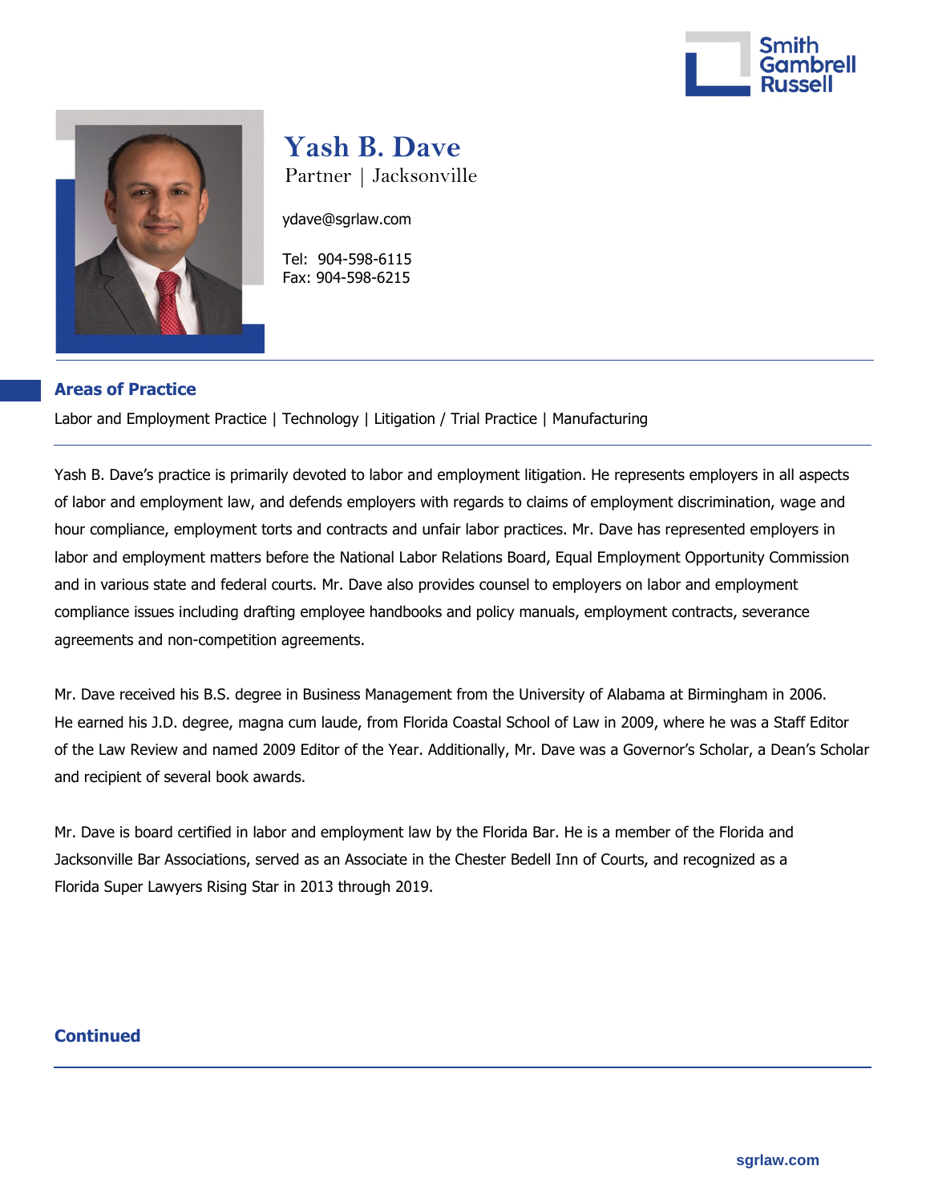# Yash B. Dave

Partner | Jacksonville

ydave@sgrlaw.com

Tel: 904-598-6115
Fax: 904-598-6215

## Areas of Practice

Labor and Employment Practice | Technology | Litigation / Trial Practice | Manufacturing

Yash B. Dave's practice is primarily devoted to labor and employment litigation. He represents employers in all aspects of labor and employment law, and defends employers with regards to claims of employment discrimination, wage and hour compliance, employment torts and contracts and unfair labor practices. Mr. Dave has represented employers in labor and employment matters before the National Labor Relations Board, Equal Employment Opportunity Commission and in various state and federal courts. Mr. Dave also provides counsel to employers on labor and employment compliance issues including drafting employee handbooks and policy manuals, employment contracts, severance agreements and non-competition agreements.

Mr. Dave received his B.S. degree in Business Management from the University of Alabama at Birmingham in 2006. He earned his J.D. degree, magna cum laude, from Florida Coastal School of Law in 2009, where he was a Staff Editor of the Law Review and named 2009 Editor of the Year. Additionally, Mr. Dave was a Governor's Scholar, a Dean's Scholar and recipient of several book awards.

Mr. Dave is board certified in labor and employment law by the Florida Bar. He is a member of the Florida and Jacksonville Bar Associations, served as an Associate in the Chester Bedell Inn of Courts, and recognized as a Florida Super Lawyers Rising Star in 2013 through 2019.

**Continued**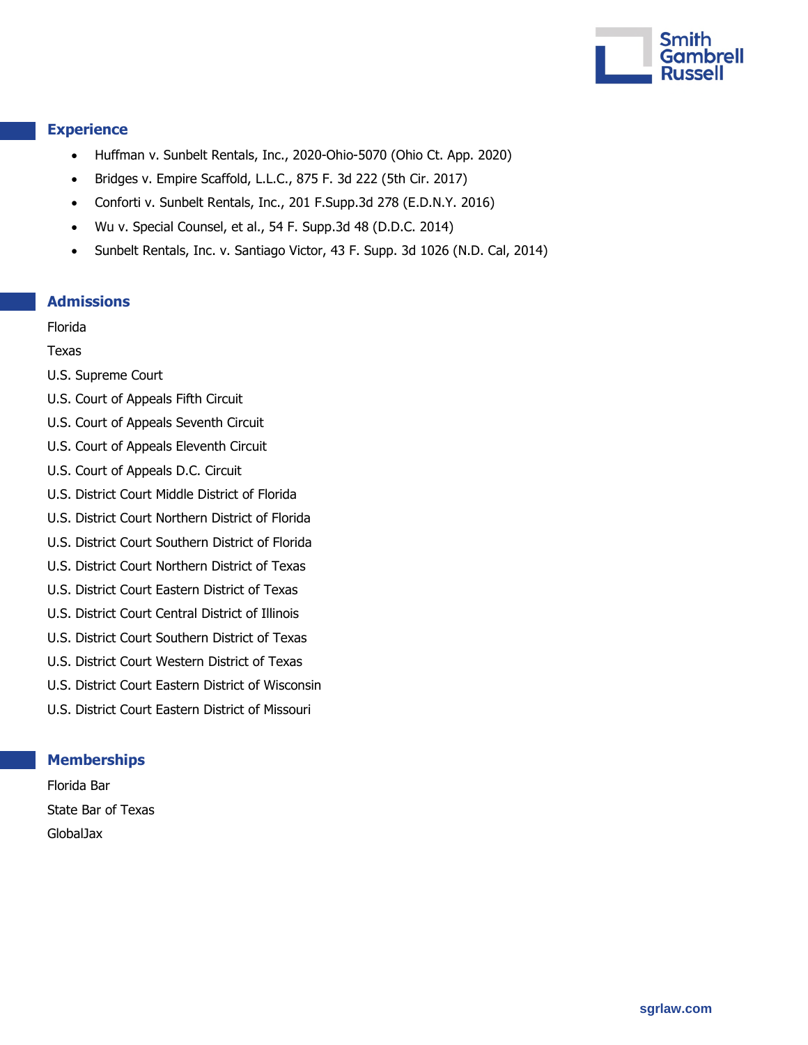## Experience

- Huffman v. Sunbelt Rentals, Inc., 2020-Ohio-5070 (Ohio Ct. App. 2020)
- Bridges v. Empire Scaffold, L.L.C., 875 F. 3d 222 (5th Cir. 2017)
- Conforti v. Sunbelt Rentals, Inc., 201 F.Supp.3d 278 (E.D.N.Y. 2016)
- Wu v. Special Counsel, et al., 54 F. Supp.3d 48 (D.D.C. 2014)
- Sunbelt Rentals, Inc. v. Santiago Victor, 43 F. Supp. 3d 1026 (N.D. Cal, 2014)

## Admissions

Florida

Texas

U.S. Supreme Court

U.S. Court of Appeals Fifth Circuit

U.S. Court of Appeals Seventh Circuit

U.S. Court of Appeals Eleventh Circuit

U.S. Court of Appeals D.C. Circuit

U.S. District Court Middle District of Florida

U.S. District Court Northern District of Florida

U.S. District Court Southern District of Florida

U.S. District Court Northern District of Texas

U.S. District Court Eastern District of Texas

U.S. District Court Central District of Illinois

U.S. District Court Southern District of Texas

U.S. District Court Western District of Texas

U.S. District Court Eastern District of Wisconsin

U.S. District Court Eastern District of Missouri

## Memberships

Florida Bar

State Bar of Texas

GlobalJax